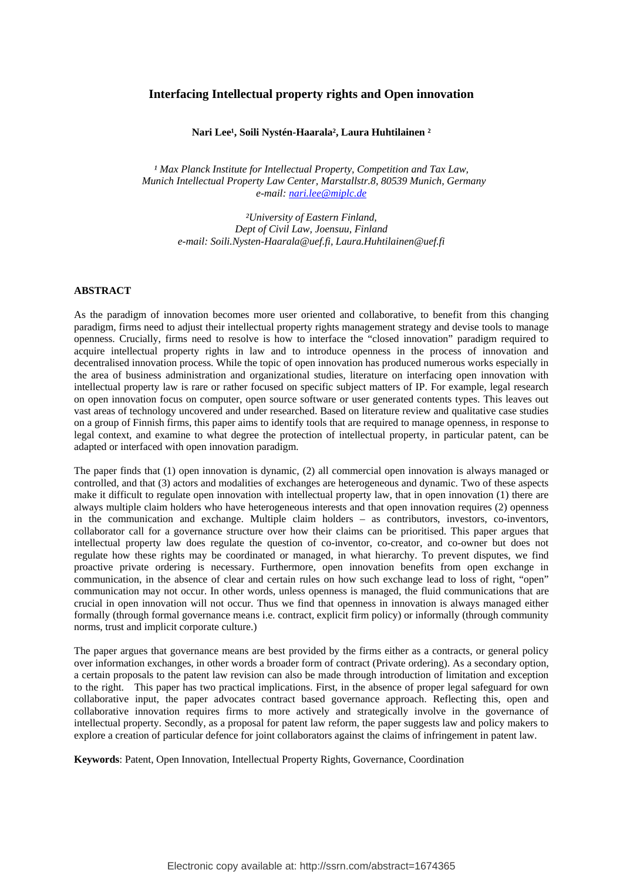# Interfacing Intellectual property rights and Open innovation

**Nari Lee[1], Soili Nystén-Haarala[2], Laura Huhtilainen [2]**

*[1] Max Planck Institute for Intellectual Property, Competition and Tax Law,*
*Munich Intellectual Property Law Center, Marstallstr.8, 80539 Munich, Germany*
*e-mail: nari.lee@miplc.de*

*[2]University of Eastern Finland,*
*Dept of Civil Law, Joensuu, Finland*
*e-mail: Soili.Nysten-Haarala@uef.fi, Laura.Huhtilainen@uef.fi*

## ABSTRACT

As the paradigm of innovation becomes more user oriented and collaborative, to benefit from this changing paradigm, firms need to adjust their intellectual property rights management strategy and devise tools to manage openness. Crucially, firms need to resolve is how to interface the "closed innovation" paradigm required to acquire intellectual property rights in law and to introduce openness in the process of innovation and decentralised innovation process. While the topic of open innovation has produced numerous works especially in the area of business administration and organizational studies, literature on interfacing open innovation with intellectual property law is rare or rather focused on specific subject matters of IP. For example, legal research on open innovation focus on computer, open source software or user generated contents types. This leaves out vast areas of technology uncovered and under researched. Based on literature review and qualitative case studies on a group of Finnish firms, this paper aims to identify tools that are required to manage openness, in response to legal context, and examine to what degree the protection of intellectual property, in particular patent, can be adapted or interfaced with open innovation paradigm.

The paper finds that (1) open innovation is dynamic, (2) all commercial open innovation is always managed or controlled, and that (3) actors and modalities of exchanges are heterogeneous and dynamic. Two of these aspects make it difficult to regulate open innovation with intellectual property law, that in open innovation (1) there are always multiple claim holders who have heterogeneous interests and that open innovation requires (2) openness in the communication and exchange. Multiple claim holders – as contributors, investors, co-inventors, collaborator call for a governance structure over how their claims can be prioritised. This paper argues that intellectual property law does regulate the question of co-inventor, co-creator, and co-owner but does not regulate how these rights may be coordinated or managed, in what hierarchy. To prevent disputes, we find proactive private ordering is necessary. Furthermore, open innovation benefits from open exchange in communication, in the absence of clear and certain rules on how such exchange lead to loss of right, "open" communication may not occur. In other words, unless openness is managed, the fluid communications that are crucial in open innovation will not occur. Thus we find that openness in innovation is always managed either formally (through formal governance means i.e. contract, explicit firm policy) or informally (through community norms, trust and implicit corporate culture.)

The paper argues that governance means are best provided by the firms either as a contracts, or general policy over information exchanges, in other words a broader form of contract (Private ordering). As a secondary option, a certain proposals to the patent law revision can also be made through introduction of limitation and exception to the right. This paper has two practical implications. First, in the absence of proper legal safeguard for own collaborative input, the paper advocates contract based governance approach. Reflecting this, open and collaborative innovation requires firms to more actively and strategically involve in the governance of intellectual property. Secondly, as a proposal for patent law reform, the paper suggests law and policy makers to explore a creation of particular defence for joint collaborators against the claims of infringement in patent law.

**Keywords**: Patent, Open Innovation, Intellectual Property Rights, Governance, Coordination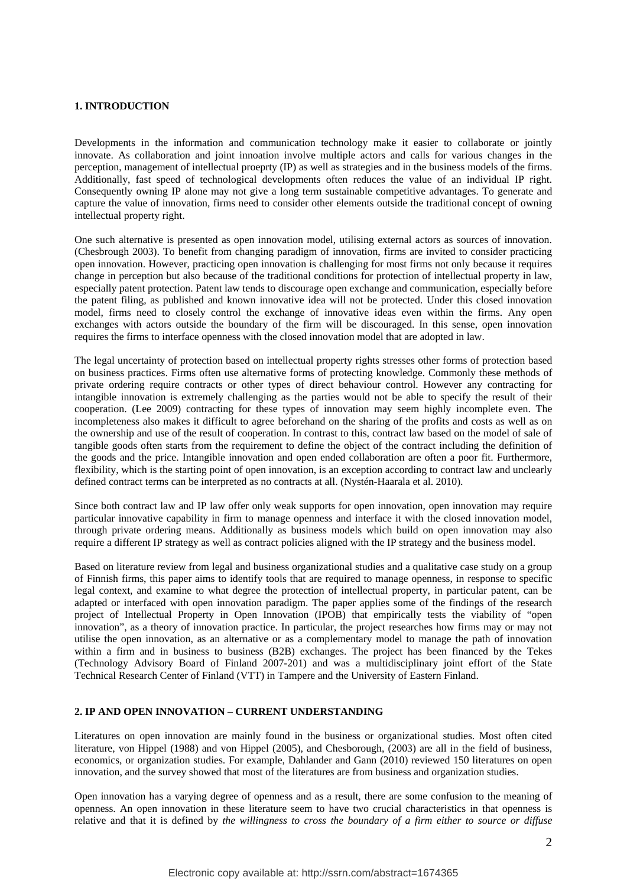## 1. INTRODUCTION

Developments in the information and communication technology make it easier to collaborate or jointly innovate. As collaboration and joint innoation involve multiple actors and calls for various changes in the perception, management of intellectual proeprty (IP) as well as strategies and in the business models of the firms. Additionally, fast speed of technological developments often reduces the value of an individual IP right. Consequently owning IP alone may not give a long term sustainable competitive advantages. To generate and capture the value of innovation, firms need to consider other elements outside the traditional concept of owning intellectual property right.

One such alternative is presented as open innovation model, utilising external actors as sources of innovation. (Chesbrough 2003). To benefit from changing paradigm of innovation, firms are invited to consider practicing open innovation. However, practicing open innovation is challenging for most firms not only because it requires change in perception but also because of the traditional conditions for protection of intellectual property in law, especially patent protection. Patent law tends to discourage open exchange and communication, especially before the patent filing, as published and known innovative idea will not be protected. Under this closed innovation model, firms need to closely control the exchange of innovative ideas even within the firms. Any open exchanges with actors outside the boundary of the firm will be discouraged. In this sense, open innovation requires the firms to interface openness with the closed innovation model that are adopted in law.

The legal uncertainty of protection based on intellectual property rights stresses other forms of protection based on business practices. Firms often use alternative forms of protecting knowledge. Commonly these methods of private ordering require contracts or other types of direct behaviour control. However any contracting for intangible innovation is extremely challenging as the parties would not be able to specify the result of their cooperation. (Lee 2009) contracting for these types of innovation may seem highly incomplete even. The incompleteness also makes it difficult to agree beforehand on the sharing of the profits and costs as well as on the ownership and use of the result of cooperation. In contrast to this, contract law based on the model of sale of tangible goods often starts from the requirement to define the object of the contract including the definition of the goods and the price. Intangible innovation and open ended collaboration are often a poor fit. Furthermore, flexibility, which is the starting point of open innovation, is an exception according to contract law and unclearly defined contract terms can be interpreted as no contracts at all. (Nystén-Haarala et al. 2010).

Since both contract law and IP law offer only weak supports for open innovation, open innovation may require particular innovative capability in firm to manage openness and interface it with the closed innovation model, through private ordering means. Additionally as business models which build on open innovation may also require a different IP strategy as well as contract policies aligned with the IP strategy and the business model.

Based on literature review from legal and business organizational studies and a qualitative case study on a group of Finnish firms, this paper aims to identify tools that are required to manage openness, in response to specific legal context, and examine to what degree the protection of intellectual property, in particular patent, can be adapted or interfaced with open innovation paradigm. The paper applies some of the findings of the research project of Intellectual Property in Open Innovation (IPOB) that empirically tests the viability of "open innovation", as a theory of innovation practice. In particular, the project researches how firms may or may not utilise the open innovation, as an alternative or as a complementary model to manage the path of innovation within a firm and in business to business (B2B) exchanges. The project has been financed by the Tekes (Technology Advisory Board of Finland 2007-201) and was a multidisciplinary joint effort of the State Technical Research Center of Finland (VTT) in Tampere and the University of Eastern Finland.

## 2. IP AND OPEN INNOVATION – CURRENT UNDERSTANDING

Literatures on open innovation are mainly found in the business or organizational studies. Most often cited literature, von Hippel (1988) and von Hippel (2005), and Chesborough, (2003) are all in the field of business, economics, or organization studies. For example, Dahlander and Gann (2010) reviewed 150 literatures on open innovation, and the survey showed that most of the literatures are from business and organization studies.

Open innovation has a varying degree of openness and as a result, there are some confusion to the meaning of openness. An open innovation in these literature seem to have two crucial characteristics in that openness is relative and that it is defined by *the willingness to cross the boundary of a firm either to source or diffuse*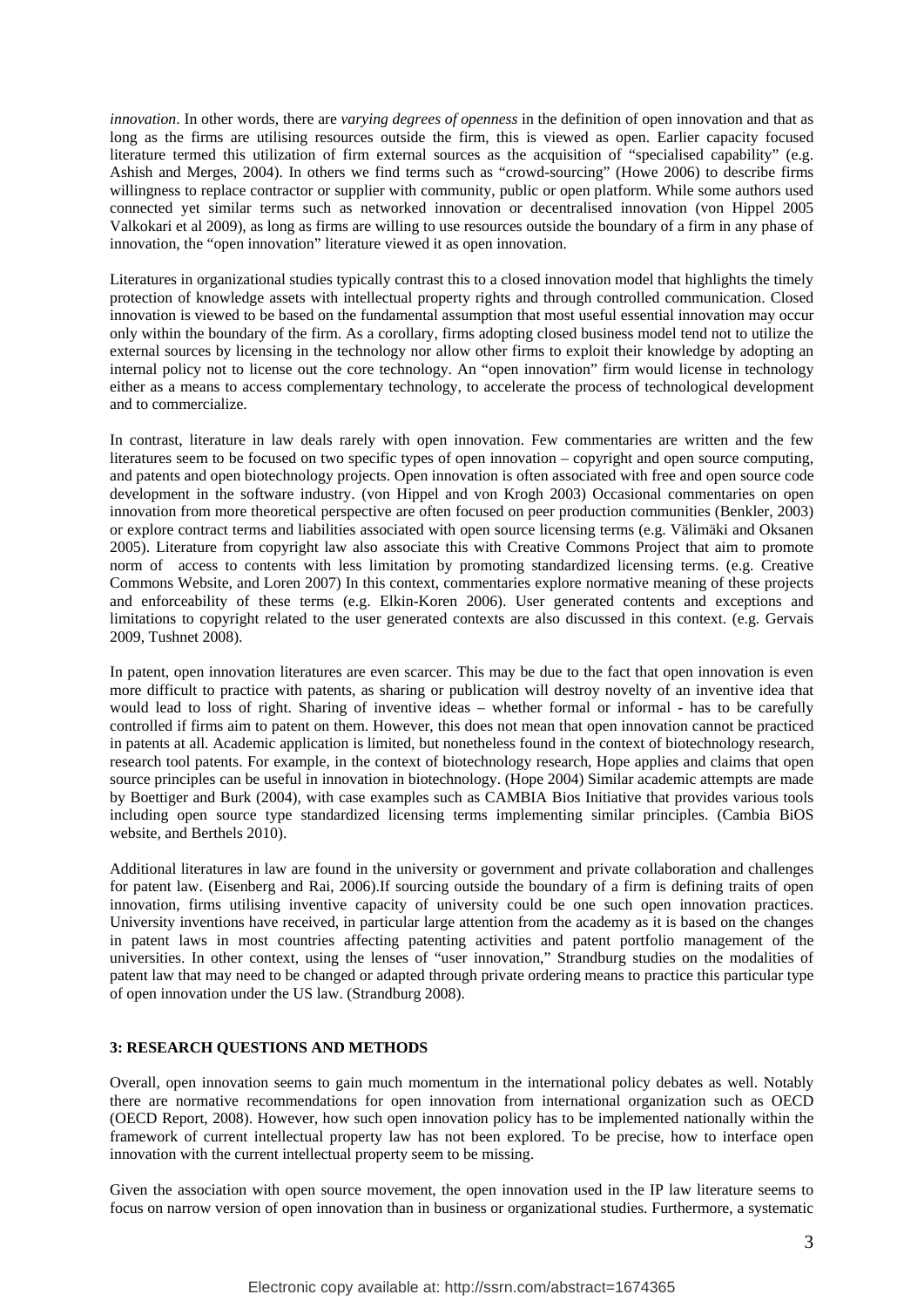*innovation*. In other words, there are *varying degrees of openness* in the definition of open innovation and that as long as the firms are utilising resources outside the firm, this is viewed as open. Earlier capacity focused literature termed this utilization of firm external sources as the acquisition of "specialised capability" (e.g. Ashish and Merges, 2004). In others we find terms such as "crowd-sourcing" (Howe 2006) to describe firms willingness to replace contractor or supplier with community, public or open platform. While some authors used connected yet similar terms such as networked innovation or decentralised innovation (von Hippel 2005 Valkokari et al 2009), as long as firms are willing to use resources outside the boundary of a firm in any phase of innovation, the "open innovation" literature viewed it as open innovation.

Literatures in organizational studies typically contrast this to a closed innovation model that highlights the timely protection of knowledge assets with intellectual property rights and through controlled communication. Closed innovation is viewed to be based on the fundamental assumption that most useful essential innovation may occur only within the boundary of the firm. As a corollary, firms adopting closed business model tend not to utilize the external sources by licensing in the technology nor allow other firms to exploit their knowledge by adopting an internal policy not to license out the core technology. An "open innovation" firm would license in technology either as a means to access complementary technology, to accelerate the process of technological development and to commercialize.

In contrast, literature in law deals rarely with open innovation. Few commentaries are written and the few literatures seem to be focused on two specific types of open innovation – copyright and open source computing, and patents and open biotechnology projects. Open innovation is often associated with free and open source code development in the software industry. (von Hippel and von Krogh 2003) Occasional commentaries on open innovation from more theoretical perspective are often focused on peer production communities (Benkler, 2003) or explore contract terms and liabilities associated with open source licensing terms (e.g. Välimäki and Oksanen 2005). Literature from copyright law also associate this with Creative Commons Project that aim to promote norm of access to contents with less limitation by promoting standardized licensing terms. (e.g. Creative Commons Website, and Loren 2007) In this context, commentaries explore normative meaning of these projects and enforceability of these terms (e.g. Elkin-Koren 2006). User generated contents and exceptions and limitations to copyright related to the user generated contexts are also discussed in this context. (e.g. Gervais 2009, Tushnet 2008).

In patent, open innovation literatures are even scarcer. This may be due to the fact that open innovation is even more difficult to practice with patents, as sharing or publication will destroy novelty of an inventive idea that would lead to loss of right. Sharing of inventive ideas – whether formal or informal - has to be carefully controlled if firms aim to patent on them. However, this does not mean that open innovation cannot be practiced in patents at all. Academic application is limited, but nonetheless found in the context of biotechnology research, research tool patents. For example, in the context of biotechnology research, Hope applies and claims that open source principles can be useful in innovation in biotechnology. (Hope 2004) Similar academic attempts are made by Boettiger and Burk (2004), with case examples such as CAMBIA Bios Initiative that provides various tools including open source type standardized licensing terms implementing similar principles. (Cambia BiOS website, and Berthels 2010).

Additional literatures in law are found in the university or government and private collaboration and challenges for patent law. (Eisenberg and Rai, 2006).If sourcing outside the boundary of a firm is defining traits of open innovation, firms utilising inventive capacity of university could be one such open innovation practices. University inventions have received, in particular large attention from the academy as it is based on the changes in patent laws in most countries affecting patenting activities and patent portfolio management of the universities. In other context, using the lenses of "user innovation," Strandburg studies on the modalities of patent law that may need to be changed or adapted through private ordering means to practice this particular type of open innovation under the US law. (Strandburg 2008).

### 3: RESEARCH QUESTIONS AND METHODS

Overall, open innovation seems to gain much momentum in the international policy debates as well. Notably there are normative recommendations for open innovation from international organization such as OECD (OECD Report, 2008). However, how such open innovation policy has to be implemented nationally within the framework of current intellectual property law has not been explored. To be precise, how to interface open innovation with the current intellectual property seem to be missing.

Given the association with open source movement, the open innovation used in the IP law literature seems to focus on narrow version of open innovation than in business or organizational studies. Furthermore, a systematic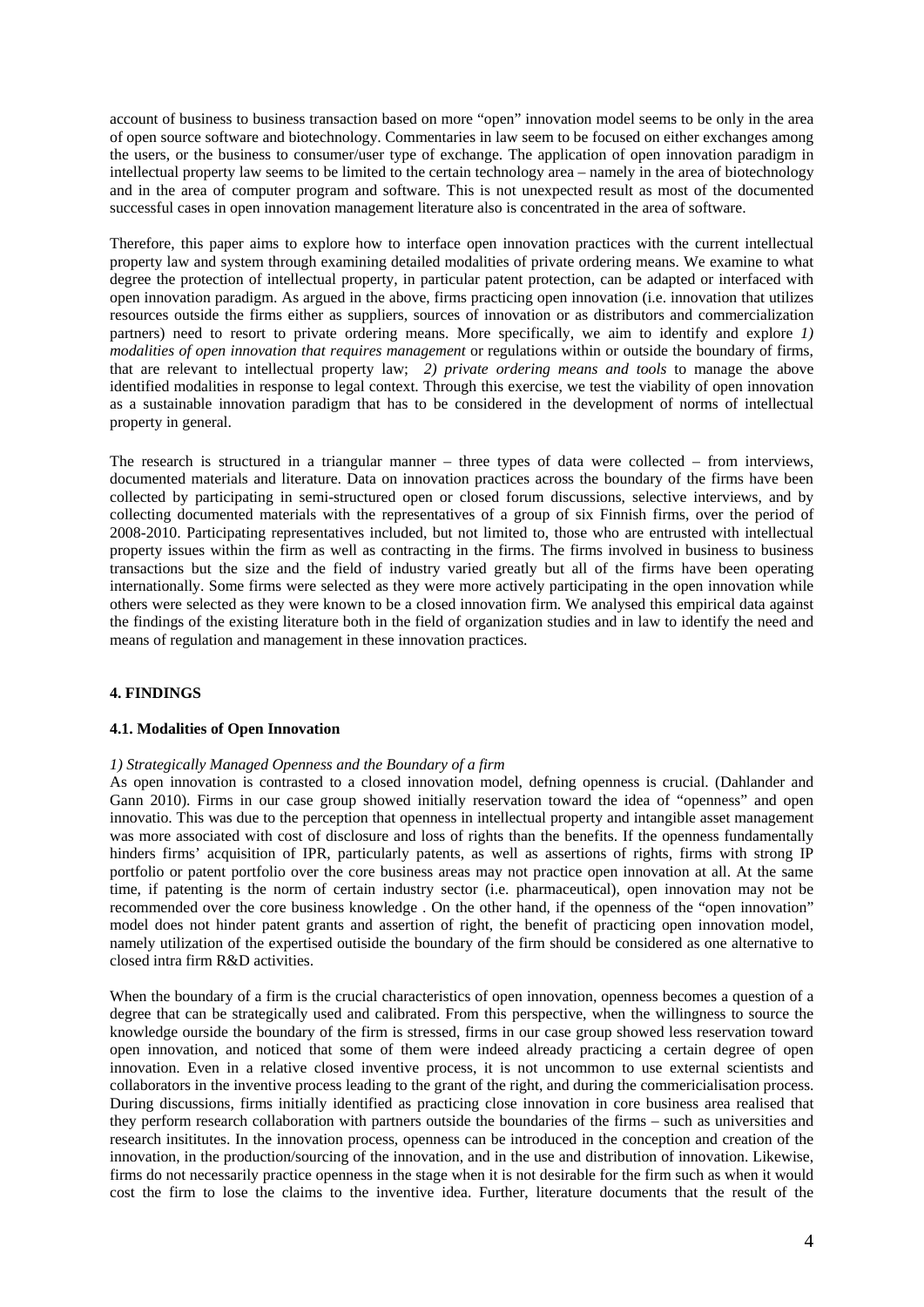account of business to business transaction based on more "open" innovation model seems to be only in the area of open source software and biotechnology. Commentaries in law seem to be focused on either exchanges among the users, or the business to consumer/user type of exchange. The application of open innovation paradigm in intellectual property law seems to be limited to the certain technology area – namely in the area of biotechnology and in the area of computer program and software. This is not unexpected result as most of the documented successful cases in open innovation management literature also is concentrated in the area of software.

Therefore, this paper aims to explore how to interface open innovation practices with the current intellectual property law and system through examining detailed modalities of private ordering means. We examine to what degree the protection of intellectual property, in particular patent protection, can be adapted or interfaced with open innovation paradigm. As argued in the above, firms practicing open innovation (i.e. innovation that utilizes resources outside the firms either as suppliers, sources of innovation or as distributors and commercialization partners) need to resort to private ordering means. More specifically, we aim to identify and explore *1) modalities of open innovation that requires management* or regulations within or outside the boundary of firms, that are relevant to intellectual property law; *2) private ordering means and tools* to manage the above identified modalities in response to legal context. Through this exercise, we test the viability of open innovation as a sustainable innovation paradigm that has to be considered in the development of norms of intellectual property in general.

The research is structured in a triangular manner – three types of data were collected – from interviews, documented materials and literature. Data on innovation practices across the boundary of the firms have been collected by participating in semi-structured open or closed forum discussions, selective interviews, and by collecting documented materials with the representatives of a group of six Finnish firms, over the period of 2008-2010. Participating representatives included, but not limited to, those who are entrusted with intellectual property issues within the firm as well as contracting in the firms. The firms involved in business to business transactions but the size and the field of industry varied greatly but all of the firms have been operating internationally. Some firms were selected as they were more actively participating in the open innovation while others were selected as they were known to be a closed innovation firm. We analysed this empirical data against the findings of the existing literature both in the field of organization studies and in law to identify the need and means of regulation and management in these innovation practices.

## 4. FINDINGS

### 4.1. Modalities of Open Innovation

*1) Strategically Managed Openness and the Boundary of a firm*

As open innovation is contrasted to a closed innovation model, defning openness is crucial. (Dahlander and Gann 2010). Firms in our case group showed initially reservation toward the idea of "openness" and open innovatio. This was due to the perception that openness in intellectual property and intangible asset management was more associated with cost of disclosure and loss of rights than the benefits. If the openness fundamentally hinders firms' acquisition of IPR, particularly patents, as well as assertions of rights, firms with strong IP portfolio or patent portfolio over the core business areas may not practice open innovation at all. At the same time, if patenting is the norm of certain industry sector (i.e. pharmaceutical), open innovation may not be recommended over the core business knowledge . On the other hand, if the openness of the "open innovation" model does not hinder patent grants and assertion of right, the benefit of practicing open innovation model, namely utilization of the expertised outiside the boundary of the firm should be considered as one alternative to closed intra firm R&D activities.

When the boundary of a firm is the crucial characteristics of open innovation, openness becomes a question of a degree that can be strategically used and calibrated. From this perspective, when the willingness to source the knowledge ourside the boundary of the firm is stressed, firms in our case group showed less reservation toward open innovation, and noticed that some of them were indeed already practicing a certain degree of open innovation. Even in a relative closed inventive process, it is not uncommon to use external scientists and collaborators in the inventive process leading to the grant of the right, and during the commericialisation process. During discussions, firms initially identified as practicing close innovation in core business area realised that they perform research collaboration with partners outside the boundaries of the firms – such as universities and research insititutes. In the innovation process, openness can be introduced in the conception and creation of the innovation, in the production/sourcing of the innovation, and in the use and distribution of innovation. Likewise, firms do not necessarily practice openness in the stage when it is not desirable for the firm such as when it would cost the firm to lose the claims to the inventive idea. Further, literature documents that the result of the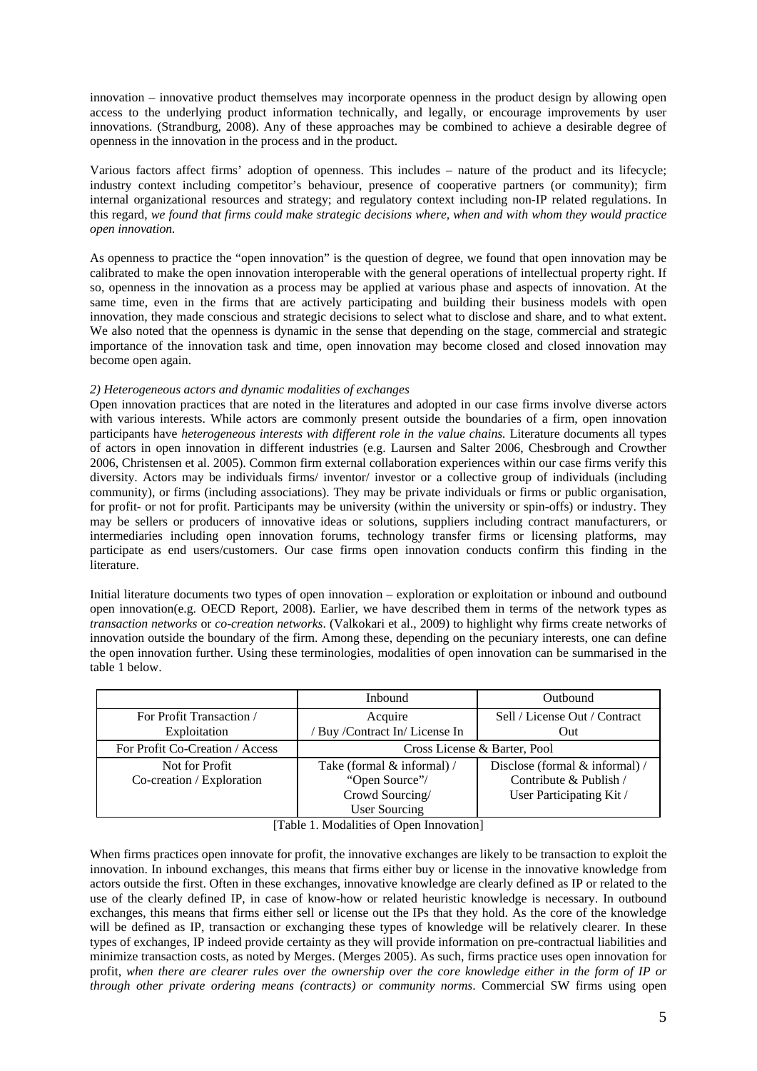innovation – innovative product themselves may incorporate openness in the product design by allowing open access to the underlying product information technically, and legally, or encourage improvements by user innovations. (Strandburg, 2008). Any of these approaches may be combined to achieve a desirable degree of openness in the innovation in the process and in the product.

Various factors affect firms' adoption of openness. This includes – nature of the product and its lifecycle; industry context including competitor's behaviour, presence of cooperative partners (or community); firm internal organizational resources and strategy; and regulatory context including non-IP related regulations. In this regard, *we found that firms could make strategic decisions where, when and with whom they would practice open innovation.*

As openness to practice the "open innovation" is the question of degree, we found that open innovation may be calibrated to make the open innovation interoperable with the general operations of intellectual property right. If so, openness in the innovation as a process may be applied at various phase and aspects of innovation. At the same time, even in the firms that are actively participating and building their business models with open innovation, they made conscious and strategic decisions to select what to disclose and share, and to what extent. We also noted that the openness is dynamic in the sense that depending on the stage, commercial and strategic importance of the innovation task and time, open innovation may become closed and closed innovation may become open again.

*2) Heterogeneous actors and dynamic modalities of exchanges*

Open innovation practices that are noted in the literatures and adopted in our case firms involve diverse actors with various interests. While actors are commonly present outside the boundaries of a firm, open innovation participants have *heterogeneous interests with different role in the value chains.* Literature documents all types of actors in open innovation in different industries (e.g. Laursen and Salter 2006, Chesbrough and Crowther 2006, Christensen et al. 2005). Common firm external collaboration experiences within our case firms verify this diversity. Actors may be individuals firms/ inventor/ investor or a collective group of individuals (including community), or firms (including associations). They may be private individuals or firms or public organisation, for profit- or not for profit. Participants may be university (within the university or spin-offs) or industry. They may be sellers or producers of innovative ideas or solutions, suppliers including contract manufacturers, or intermediaries including open innovation forums, technology transfer firms or licensing platforms, may participate as end users/customers. Our case firms open innovation conducts confirm this finding in the literature.

Initial literature documents two types of open innovation – exploration or exploitation or inbound and outbound open innovation(e.g. OECD Report, 2008). Earlier, we have described them in terms of the network types as *transaction networks* or *co-creation networks*. (Valkokari et al., 2009) to highlight why firms create networks of innovation outside the boundary of the firm. Among these, depending on the pecuniary interests, one can define the open innovation further. Using these terminologies, modalities of open innovation can be summarised in the table 1 below.

| | Inbound | Outbound |
|---|---|---|
| For Profit Transaction / Exploitation | Acquire / Buy /Contract In/ License In | Sell / License Out / Contract Out |
| For Profit Co-Creation / Access | Cross License & Barter, Pool | |
| Not for Profit Co-creation / Exploration | Take (formal & informal) / "Open Source"/ Crowd Sourcing/ User Sourcing | Disclose (formal & informal) / Contribute & Publish / User Participating Kit / |

[Table 1. Modalities of Open Innovation]

When firms practices open innovate for profit, the innovative exchanges are likely to be transaction to exploit the innovation. In inbound exchanges, this means that firms either buy or license in the innovative knowledge from actors outside the first. Often in these exchanges, innovative knowledge are clearly defined as IP or related to the use of the clearly defined IP, in case of know-how or related heuristic knowledge is necessary. In outbound exchanges, this means that firms either sell or license out the IPs that they hold. As the core of the knowledge will be defined as IP, transaction or exchanging these types of knowledge will be relatively clearer. In these types of exchanges, IP indeed provide certainty as they will provide information on pre-contractual liabilities and minimize transaction costs, as noted by Merges. (Merges 2005). As such, firms practice uses open innovation for profit, *when there are clearer rules over the ownership over the core knowledge either in the form of IP or through other private ordering means (contracts) or community norms*. Commercial SW firms using open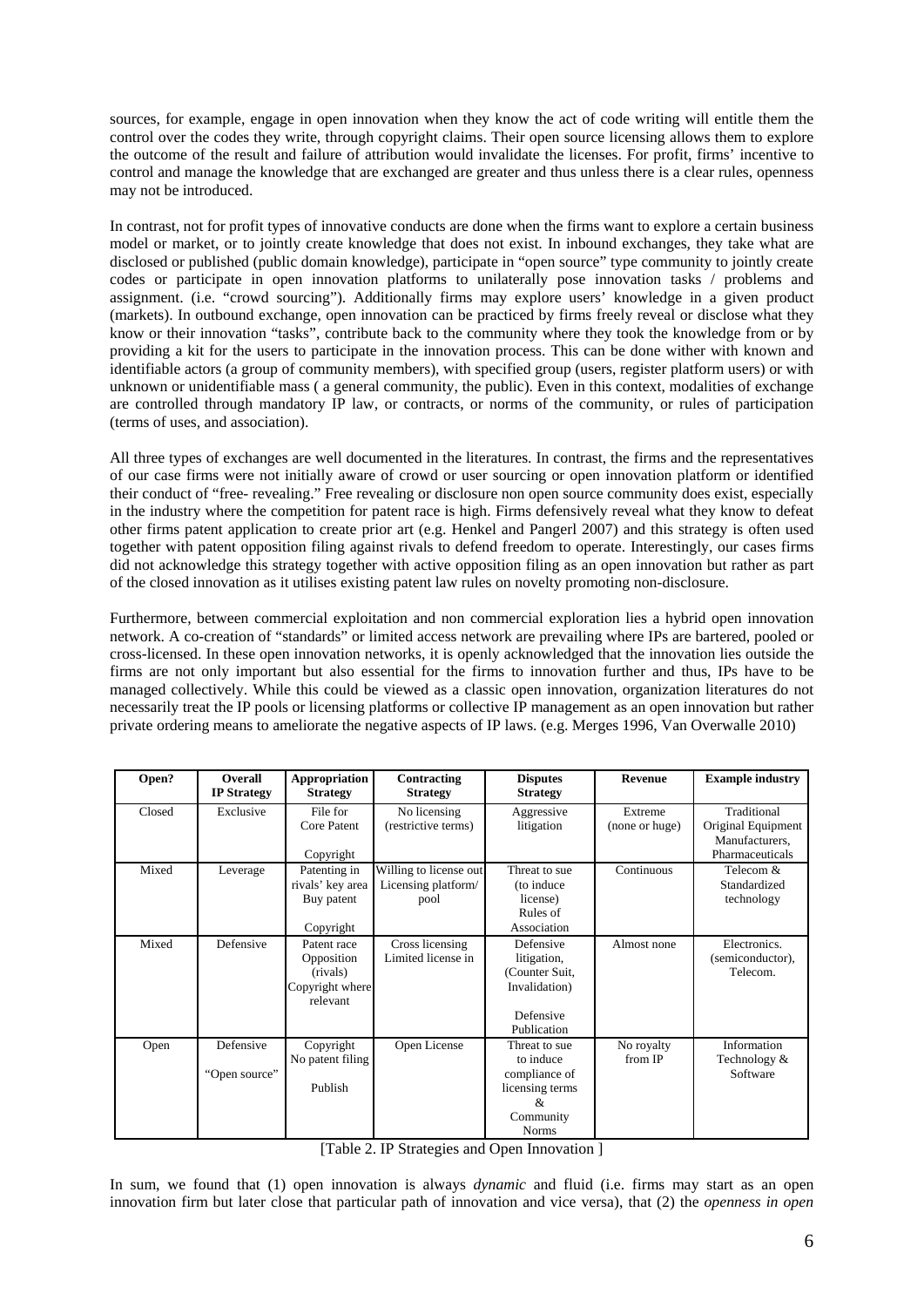sources, for example, engage in open innovation when they know the act of code writing will entitle them the control over the codes they write, through copyright claims. Their open source licensing allows them to explore the outcome of the result and failure of attribution would invalidate the licenses. For profit, firms' incentive to control and manage the knowledge that are exchanged are greater and thus unless there is a clear rules, openness may not be introduced.

In contrast, not for profit types of innovative conducts are done when the firms want to explore a certain business model or market, or to jointly create knowledge that does not exist. In inbound exchanges, they take what are disclosed or published (public domain knowledge), participate in "open source" type community to jointly create codes or participate in open innovation platforms to unilaterally pose innovation tasks / problems and assignment. (i.e. "crowd sourcing"). Additionally firms may explore users' knowledge in a given product (markets). In outbound exchange, open innovation can be practiced by firms freely reveal or disclose what they know or their innovation "tasks", contribute back to the community where they took the knowledge from or by providing a kit for the users to participate in the innovation process. This can be done wither with known and identifiable actors (a group of community members), with specified group (users, register platform users) or with unknown or unidentifiable mass ( a general community, the public). Even in this context, modalities of exchange are controlled through mandatory IP law, or contracts, or norms of the community, or rules of participation (terms of uses, and association).

All three types of exchanges are well documented in the literatures. In contrast, the firms and the representatives of our case firms were not initially aware of crowd or user sourcing or open innovation platform or identified their conduct of "free- revealing." Free revealing or disclosure non open source community does exist, especially in the industry where the competition for patent race is high. Firms defensively reveal what they know to defeat other firms patent application to create prior art (e.g. Henkel and Pangerl 2007) and this strategy is often used together with patent opposition filing against rivals to defend freedom to operate. Interestingly, our cases firms did not acknowledge this strategy together with active opposition filing as an open innovation but rather as part of the closed innovation as it utilises existing patent law rules on novelty promoting non-disclosure.

Furthermore, between commercial exploitation and non commercial exploration lies a hybrid open innovation network. A co-creation of "standards" or limited access network are prevailing where IPs are bartered, pooled or cross-licensed. In these open innovation networks, it is openly acknowledged that the innovation lies outside the firms are not only important but also essential for the firms to innovation further and thus, IPs have to be managed collectively. While this could be viewed as a classic open innovation, organization literatures do not necessarily treat the IP pools or licensing platforms or collective IP management as an open innovation but rather private ordering means to ameliorate the negative aspects of IP laws. (e.g. Merges 1996, Van Overwalle 2010)

| Open? | Overall IP Strategy | Appropriation Strategy | Contracting Strategy | Disputes Strategy | Revenue | Example industry |
|---|---|---|---|---|---|---|
| Closed | Exclusive | File for Core Patent<br><br>Copyright | No licensing (restrictive terms) | Aggressive litigation | Extreme (none or huge) | Traditional Original Equipment Manufacturers, Pharmaceuticals |
| Mixed | Leverage | Patenting in rivals' key area<br>Buy patent<br><br>Copyright | Willing to license out<br>Licensing platform/ pool | Threat to sue (to induce license)<br>Rules of Association | Continuous | Telecom & Standardized technology |
| Mixed | Defensive | Patent race<br>Opposition (rivals)<br>Copyright where relevant | Cross licensing<br>Limited license in | Defensive litigation, (Counter Suit, Invalidation)<br><br>Defensive Publication | Almost none | Electronics. (semiconductor), Telecom. |
| Open | Defensive<br><br>"Open source" | Copyright<br>No patent filing<br><br>Publish | Open License | Threat to sue to induce compliance of licensing terms &<br>Community Norms | No royalty from IP | Information Technology & Software |

[Table 2. IP Strategies and Open Innovation ]

In sum, we found that (1) open innovation is always *dynamic* and fluid (i.e. firms may start as an open innovation firm but later close that particular path of innovation and vice versa), that (2) the *openness in open*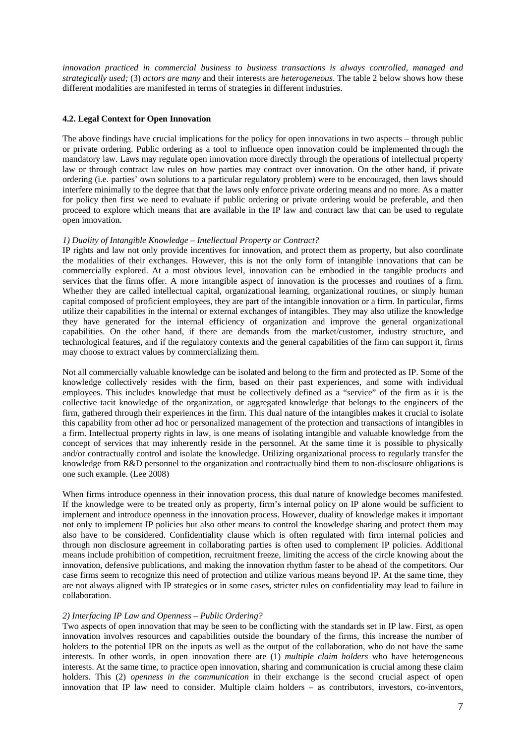*innovation practiced in commercial business to business transactions is always controlled, managed and strategically used;* (3) *actors are many* and their interests are *heterogeneous*. The table 2 below shows how these different modalities are manifested in terms of strategies in different industries.

### 4.2. Legal Context for Open Innovation

The above findings have crucial implications for the policy for open innovations in two aspects – through public or private ordering. Public ordering as a tool to influence open innovation could be implemented through the mandatory law. Laws may regulate open innovation more directly through the operations of intellectual property law or through contract law rules on how parties may contract over innovation. On the other hand, if private ordering (i.e. parties' own solutions to a particular regulatory problem) were to be encouraged, then laws should interfere minimally to the degree that that the laws only enforce private ordering means and no more. As a matter for policy then first we need to evaluate if public ordering or private ordering would be preferable, and then proceed to explore which means that are available in the IP law and contract law that can be used to regulate open innovation.

*1) Duality of Intangible Knowledge – Intellectual Property or Contract?*

IP rights and law not only provide incentives for innovation, and protect them as property, but also coordinate the modalities of their exchanges. However, this is not the only form of intangible innovations that can be commercially explored. At a most obvious level, innovation can be embodied in the tangible products and services that the firms offer. A more intangible aspect of innovation is the processes and routines of a firm. Whether they are called intellectual capital, organizational learning, organizational routines, or simply human capital composed of proficient employees, they are part of the intangible innovation or a firm. In particular, firms utilize their capabilities in the internal or external exchanges of intangibles. They may also utilize the knowledge they have generated for the internal efficiency of organization and improve the general organizational capabilities. On the other hand, if there are demands from the market/customer, industry structure, and technological features, and if the regulatory contexts and the general capabilities of the firm can support it, firms may choose to extract values by commercializing them.

Not all commercially valuable knowledge can be isolated and belong to the firm and protected as IP. Some of the knowledge collectively resides with the firm, based on their past experiences, and some with individual employees. This includes knowledge that must be collectively defined as a "service" of the firm as it is the collective tacit knowledge of the organization, or aggregated knowledge that belongs to the engineers of the firm, gathered through their experiences in the firm. This dual nature of the intangibles makes it crucial to isolate this capability from other ad hoc or personalized management of the protection and transactions of intangibles in a firm. Intellectual property rights in law, is one means of isolating intangible and valuable knowledge from the concept of services that may inherently reside in the personnel. At the same time it is possible to physically and/or contractually control and isolate the knowledge. Utilizing organizational process to regularly transfer the knowledge from R&D personnel to the organization and contractually bind them to non-disclosure obligations is one such example. (Lee 2008)

When firms introduce openness in their innovation process, this dual nature of knowledge becomes manifested. If the knowledge were to be treated only as property, firm's internal policy on IP alone would be sufficient to implement and introduce openness in the innovation process. However, duality of knowledge makes it important not only to implement IP policies but also other means to control the knowledge sharing and protect them may also have to be considered. Confidentiality clause which is often regulated with firm internal policies and through non disclosure agreement in collaborating parties is often used to complement IP policies. Additional means include prohibition of competition, recruitment freeze, limiting the access of the circle knowing about the innovation, defensive publications, and making the innovation rhythm faster to be ahead of the competitors. Our case firms seem to recognize this need of protection and utilize various means beyond IP. At the same time, they are not always aligned with IP strategies or in some cases, stricter rules on confidentiality may lead to failure in collaboration.

*2) Interfacing IP Law and Openness – Public Ordering?*

Two aspects of open innovation that may be seen to be conflicting with the standards set in IP law. First, as open innovation involves resources and capabilities outside the boundary of the firms, this increase the number of holders to the potential IPR on the inputs as well as the output of the collaboration, who do not have the same interests. In other words, in open innovation there are (1) *multiple claim holders* who have heterogeneous interests. At the same time, to practice open innovation, sharing and communication is crucial among these claim holders. This (2) *openness in the communication* in their exchange is the second crucial aspect of open innovation that IP law need to consider. Multiple claim holders – as contributors, investors, co-inventors,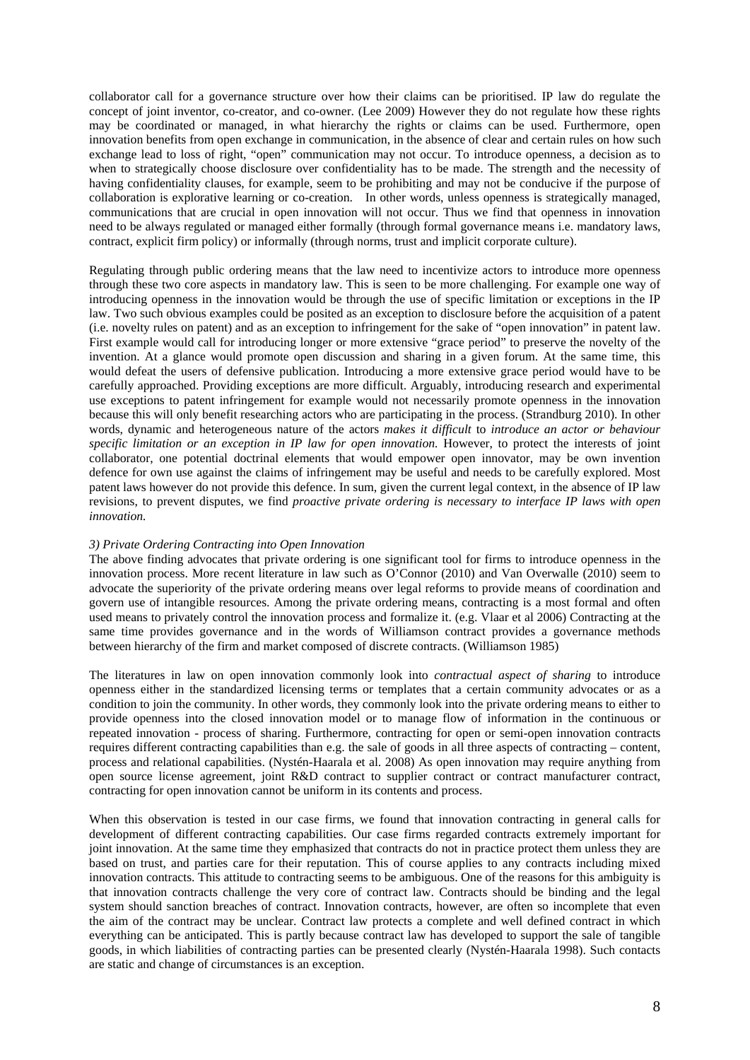collaborator call for a governance structure over how their claims can be prioritised. IP law do regulate the concept of joint inventor, co-creator, and co-owner. (Lee 2009) However they do not regulate how these rights may be coordinated or managed, in what hierarchy the rights or claims can be used. Furthermore, open innovation benefits from open exchange in communication, in the absence of clear and certain rules on how such exchange lead to loss of right, "open" communication may not occur. To introduce openness, a decision as to when to strategically choose disclosure over confidentiality has to be made. The strength and the necessity of having confidentiality clauses, for example, seem to be prohibiting and may not be conducive if the purpose of collaboration is explorative learning or co-creation. In other words, unless openness is strategically managed, communications that are crucial in open innovation will not occur. Thus we find that openness in innovation need to be always regulated or managed either formally (through formal governance means i.e. mandatory laws, contract, explicit firm policy) or informally (through norms, trust and implicit corporate culture).

Regulating through public ordering means that the law need to incentivize actors to introduce more openness through these two core aspects in mandatory law. This is seen to be more challenging. For example one way of introducing openness in the innovation would be through the use of specific limitation or exceptions in the IP law. Two such obvious examples could be posited as an exception to disclosure before the acquisition of a patent (i.e. novelty rules on patent) and as an exception to infringement for the sake of "open innovation" in patent law. First example would call for introducing longer or more extensive "grace period" to preserve the novelty of the invention. At a glance would promote open discussion and sharing in a given forum. At the same time, this would defeat the users of defensive publication. Introducing a more extensive grace period would have to be carefully approached. Providing exceptions are more difficult. Arguably, introducing research and experimental use exceptions to patent infringement for example would not necessarily promote openness in the innovation because this will only benefit researching actors who are participating in the process. (Strandburg 2010). In other words, dynamic and heterogeneous nature of the actors *makes it difficult* to *introduce an actor or behaviour specific limitation or an exception in IP law for open innovation.* However, to protect the interests of joint collaborator, one potential doctrinal elements that would empower open innovator, may be own invention defence for own use against the claims of infringement may be useful and needs to be carefully explored. Most patent laws however do not provide this defence. In sum, given the current legal context, in the absence of IP law revisions, to prevent disputes, we find *proactive private ordering is necessary to interface IP laws with open innovation.*

*3) Private Ordering Contracting into Open Innovation*

The above finding advocates that private ordering is one significant tool for firms to introduce openness in the innovation process. More recent literature in law such as O'Connor (2010) and Van Overwalle (2010) seem to advocate the superiority of the private ordering means over legal reforms to provide means of coordination and govern use of intangible resources. Among the private ordering means, contracting is a most formal and often used means to privately control the innovation process and formalize it. (e.g. Vlaar et al 2006) Contracting at the same time provides governance and in the words of Williamson contract provides a governance methods between hierarchy of the firm and market composed of discrete contracts. (Williamson 1985)

The literatures in law on open innovation commonly look into *contractual aspect of sharing* to introduce openness either in the standardized licensing terms or templates that a certain community advocates or as a condition to join the community. In other words, they commonly look into the private ordering means to either to provide openness into the closed innovation model or to manage flow of information in the continuous or repeated innovation - process of sharing. Furthermore, contracting for open or semi-open innovation contracts requires different contracting capabilities than e.g. the sale of goods in all three aspects of contracting – content, process and relational capabilities. (Nystén-Haarala et al. 2008) As open innovation may require anything from open source license agreement, joint R&D contract to supplier contract or contract manufacturer contract, contracting for open innovation cannot be uniform in its contents and process.

When this observation is tested in our case firms, we found that innovation contracting in general calls for development of different contracting capabilities. Our case firms regarded contracts extremely important for joint innovation. At the same time they emphasized that contracts do not in practice protect them unless they are based on trust, and parties care for their reputation. This of course applies to any contracts including mixed innovation contracts. This attitude to contracting seems to be ambiguous. One of the reasons for this ambiguity is that innovation contracts challenge the very core of contract law. Contracts should be binding and the legal system should sanction breaches of contract. Innovation contracts, however, are often so incomplete that even the aim of the contract may be unclear. Contract law protects a complete and well defined contract in which everything can be anticipated. This is partly because contract law has developed to support the sale of tangible goods, in which liabilities of contracting parties can be presented clearly (Nystén-Haarala 1998). Such contacts are static and change of circumstances is an exception.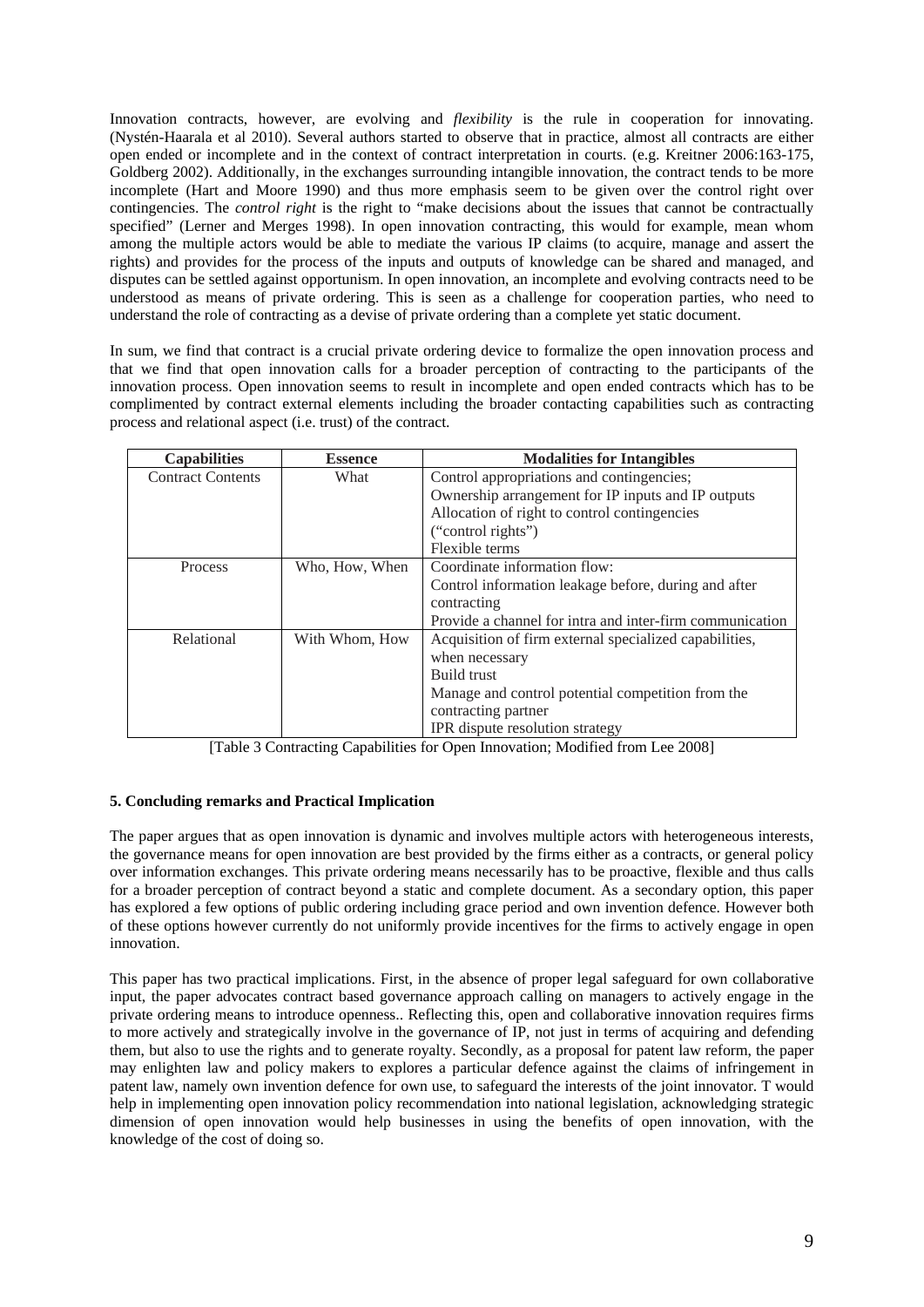Innovation contracts, however, are evolving and *flexibility* is the rule in cooperation for innovating. (Nystén-Haarala et al 2010). Several authors started to observe that in practice, almost all contracts are either open ended or incomplete and in the context of contract interpretation in courts. (e.g. Kreitner 2006:163-175, Goldberg 2002). Additionally, in the exchanges surrounding intangible innovation, the contract tends to be more incomplete (Hart and Moore 1990) and thus more emphasis seem to be given over the control right over contingencies. The *control right* is the right to "make decisions about the issues that cannot be contractually specified" (Lerner and Merges 1998). In open innovation contracting, this would for example, mean whom among the multiple actors would be able to mediate the various IP claims (to acquire, manage and assert the rights) and provides for the process of the inputs and outputs of knowledge can be shared and managed, and disputes can be settled against opportunism. In open innovation, an incomplete and evolving contracts need to be understood as means of private ordering. This is seen as a challenge for cooperation parties, who need to understand the role of contracting as a devise of private ordering than a complete yet static document.

In sum, we find that contract is a crucial private ordering device to formalize the open innovation process and that we find that open innovation calls for a broader perception of contracting to the participants of the innovation process. Open innovation seems to result in incomplete and open ended contracts which has to be complimented by contract external elements including the broader contacting capabilities such as contracting process and relational aspect (i.e. trust) of the contract.

| Capabilities | Essence | Modalities for Intangibles |
|---|---|---|
| Contract Contents | What | Control appropriations and contingencies;<br>Ownership arrangement for IP inputs and IP outputs<br>Allocation of right to control contingencies ("control rights")<br>Flexible terms |
| Process | Who, How, When | Coordinate information flow:<br>Control information leakage before, during and after contracting<br>Provide a channel for intra and inter-firm communication |
| Relational | With Whom, How | Acquisition of firm external specialized capabilities, when necessary<br>Build trust<br>Manage and control potential competition from the contracting partner<br>IPR dispute resolution strategy |

[Table 3 Contracting Capabilities for Open Innovation; Modified from Lee 2008]

**5. Concluding remarks and Practical Implication**

The paper argues that as open innovation is dynamic and involves multiple actors with heterogeneous interests, the governance means for open innovation are best provided by the firms either as a contracts, or general policy over information exchanges. This private ordering means necessarily has to be proactive, flexible and thus calls for a broader perception of contract beyond a static and complete document. As a secondary option, this paper has explored a few options of public ordering including grace period and own invention defence. However both of these options however currently do not uniformly provide incentives for the firms to actively engage in open innovation.

This paper has two practical implications. First, in the absence of proper legal safeguard for own collaborative input, the paper advocates contract based governance approach calling on managers to actively engage in the private ordering means to introduce openness.. Reflecting this, open and collaborative innovation requires firms to more actively and strategically involve in the governance of IP, not just in terms of acquiring and defending them, but also to use the rights and to generate royalty. Secondly, as a proposal for patent law reform, the paper may enlighten law and policy makers to explores a particular defence against the claims of infringement in patent law, namely own invention defence for own use, to safeguard the interests of the joint innovator. T would help in implementing open innovation policy recommendation into national legislation, acknowledging strategic dimension of open innovation would help businesses in using the benefits of open innovation, with the knowledge of the cost of doing so.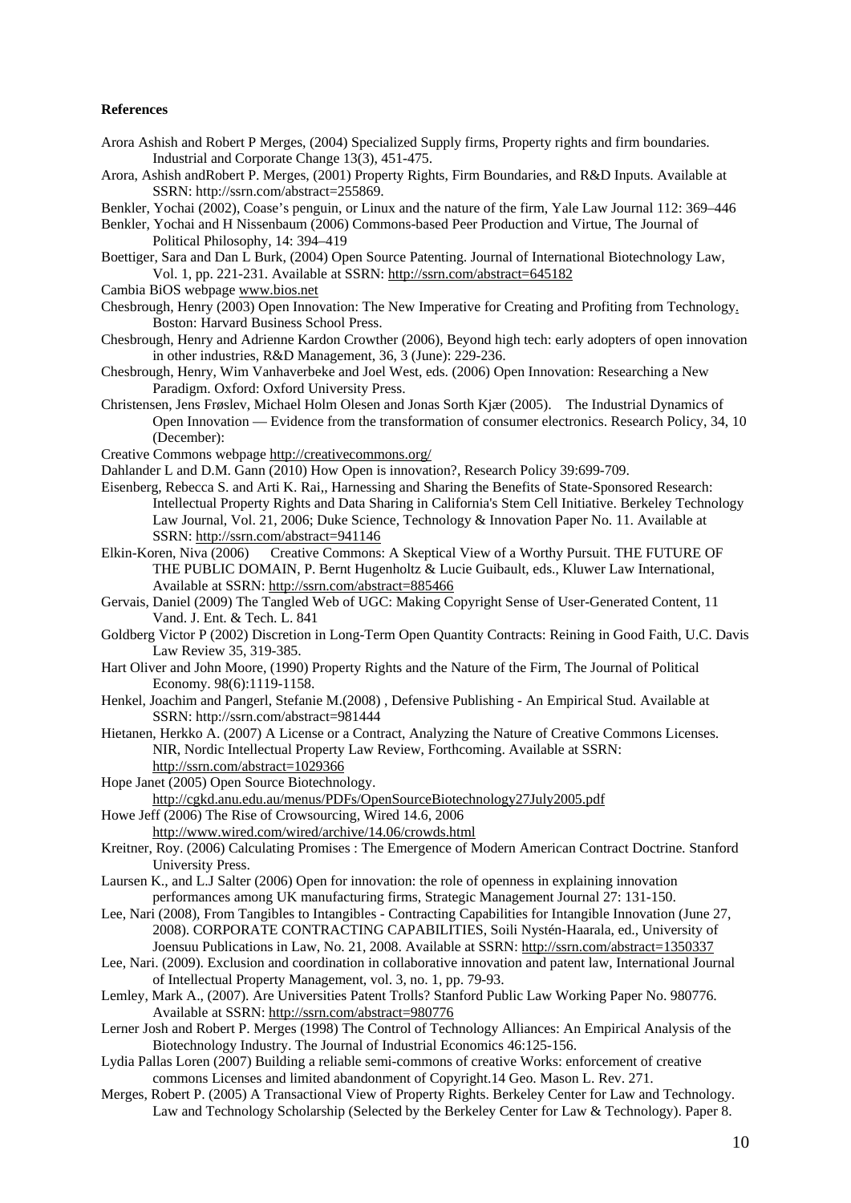**References**

Arora Ashish and Robert P Merges, (2004) Specialized Supply firms, Property rights and firm boundaries. Industrial and Corporate Change 13(3), 451-475.

Arora, Ashish andRobert P. Merges, (2001) Property Rights, Firm Boundaries, and R&D Inputs. Available at SSRN: http://ssrn.com/abstract=255869.

Benkler, Yochai (2002), Coase's penguin, or Linux and the nature of the firm, Yale Law Journal 112: 369–446

Benkler, Yochai and H Nissenbaum (2006) Commons-based Peer Production and Virtue, The Journal of Political Philosophy, 14: 394–419

Boettiger, Sara and Dan L Burk, (2004) Open Source Patenting. Journal of International Biotechnology Law, Vol. 1, pp. 221-231. Available at SSRN: http://ssrn.com/abstract=645182

Cambia BiOS webpage www.bios.net

Chesbrough, Henry (2003) Open Innovation: The New Imperative for Creating and Profiting from Technology. Boston: Harvard Business School Press.

Chesbrough, Henry and Adrienne Kardon Crowther (2006), Beyond high tech: early adopters of open innovation in other industries, R&D Management, 36, 3 (June): 229-236.

Chesbrough, Henry, Wim Vanhaverbeke and Joel West, eds. (2006) Open Innovation: Researching a New Paradigm. Oxford: Oxford University Press.

Christensen, Jens Frøslev, Michael Holm Olesen and Jonas Sorth Kjær (2005). The Industrial Dynamics of Open Innovation — Evidence from the transformation of consumer electronics. Research Policy, 34, 10 (December):

Creative Commons webpage http://creativecommons.org/

Dahlander L and D.M. Gann (2010) How Open is innovation?, Research Policy 39:699-709.

Eisenberg, Rebecca S. and Arti K. Rai,, Harnessing and Sharing the Benefits of State-Sponsored Research: Intellectual Property Rights and Data Sharing in California's Stem Cell Initiative. Berkeley Technology Law Journal, Vol. 21, 2006; Duke Science, Technology & Innovation Paper No. 11. Available at SSRN: http://ssrn.com/abstract=941146

Elkin-Koren, Niva (2006) Creative Commons: A Skeptical View of a Worthy Pursuit. THE FUTURE OF THE PUBLIC DOMAIN, P. Bernt Hugenholtz & Lucie Guibault, eds., Kluwer Law International, Available at SSRN: http://ssrn.com/abstract=885466

Gervais, Daniel (2009) The Tangled Web of UGC: Making Copyright Sense of User-Generated Content, 11 Vand. J. Ent. & Tech. L. 841

Goldberg Victor P (2002) Discretion in Long-Term Open Quantity Contracts: Reining in Good Faith, U.C. Davis Law Review 35, 319-385.

Hart Oliver and John Moore, (1990) Property Rights and the Nature of the Firm, The Journal of Political Economy. 98(6):1119-1158.

Henkel, Joachim and Pangerl, Stefanie M.(2008) , Defensive Publishing - An Empirical Stud. Available at SSRN: http://ssrn.com/abstract=981444

Hietanen, Herkko A. (2007) A License or a Contract, Analyzing the Nature of Creative Commons Licenses. NIR, Nordic Intellectual Property Law Review, Forthcoming. Available at SSRN: http://ssrn.com/abstract=1029366

Hope Janet (2005) Open Source Biotechnology. http://cgkd.anu.edu.au/menus/PDFs/OpenSourceBiotechnology27July2005.pdf

Howe Jeff (2006) The Rise of Crowsourcing, Wired 14.6, 2006 http://www.wired.com/wired/archive/14.06/crowds.html

Kreitner, Roy. (2006) Calculating Promises : The Emergence of Modern American Contract Doctrine. Stanford University Press.

Laursen K., and L.J Salter (2006) Open for innovation: the role of openness in explaining innovation performances among UK manufacturing firms, Strategic Management Journal 27: 131-150.

Lee, Nari (2008), From Tangibles to Intangibles - Contracting Capabilities for Intangible Innovation (June 27, 2008). CORPORATE CONTRACTING CAPABILITIES, Soili Nystén-Haarala, ed., University of Joensuu Publications in Law, No. 21, 2008. Available at SSRN: http://ssrn.com/abstract=1350337

Lee, Nari. (2009). Exclusion and coordination in collaborative innovation and patent law, International Journal of Intellectual Property Management, vol. 3, no. 1, pp. 79-93.

Lemley, Mark A., (2007). Are Universities Patent Trolls? Stanford Public Law Working Paper No. 980776. Available at SSRN: http://ssrn.com/abstract=980776

Lerner Josh and Robert P. Merges (1998) The Control of Technology Alliances: An Empirical Analysis of the Biotechnology Industry. The Journal of Industrial Economics 46:125-156.

Lydia Pallas Loren (2007) Building a reliable semi-commons of creative Works: enforcement of creative commons Licenses and limited abandonment of Copyright.14 Geo. Mason L. Rev. 271.

Merges, Robert P. (2005) A Transactional View of Property Rights. Berkeley Center for Law and Technology. Law and Technology Scholarship (Selected by the Berkeley Center for Law & Technology). Paper 8.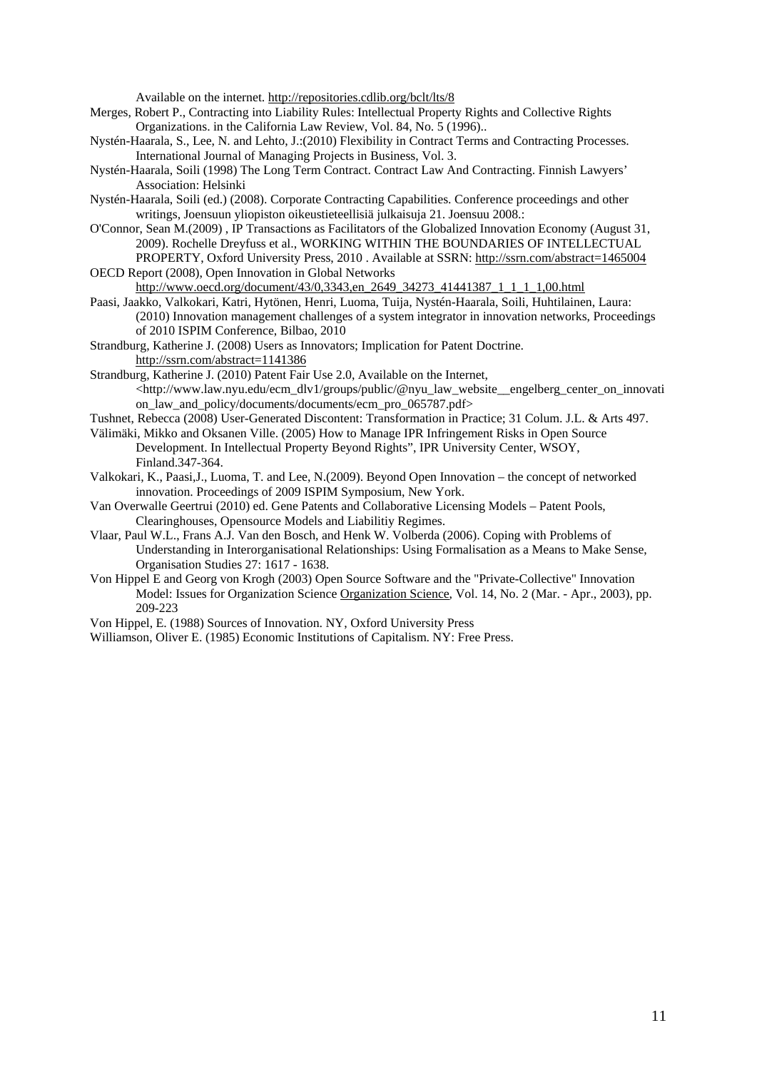Available on the internet. http://repositories.cdlib.org/bclt/lts/8

Merges, Robert P., Contracting into Liability Rules: Intellectual Property Rights and Collective Rights Organizations. in the California Law Review, Vol. 84, No. 5 (1996)..

Nystén-Haarala, S., Lee, N. and Lehto, J.:(2010) Flexibility in Contract Terms and Contracting Processes. International Journal of Managing Projects in Business, Vol. 3.

Nystén-Haarala, Soili (1998) The Long Term Contract. Contract Law And Contracting. Finnish Lawyers' Association: Helsinki

Nystén-Haarala, Soili (ed.) (2008). Corporate Contracting Capabilities. Conference proceedings and other writings, Joensuun yliopiston oikeustieteellisiä julkaisuja 21. Joensuu 2008.:

O'Connor, Sean M.(2009) , IP Transactions as Facilitators of the Globalized Innovation Economy (August 31, 2009). Rochelle Dreyfuss et al., WORKING WITHIN THE BOUNDARIES OF INTELLECTUAL PROPERTY, Oxford University Press, 2010 . Available at SSRN: http://ssrn.com/abstract=1465004

OECD Report (2008), Open Innovation in Global Networks http://www.oecd.org/document/43/0,3343,en_2649_34273_41441387_1_1_1_1,00.html

Paasi, Jaakko, Valkokari, Katri, Hytönen, Henri, Luoma, Tuija, Nystén-Haarala, Soili, Huhtilainen, Laura: (2010) Innovation management challenges of a system integrator in innovation networks, Proceedings of 2010 ISPIM Conference, Bilbao, 2010

Strandburg, Katherine J. (2008) Users as Innovators; Implication for Patent Doctrine. http://ssrn.com/abstract=1141386

Strandburg, Katherine J. (2010) Patent Fair Use 2.0, Available on the Internet, <http://www.law.nyu.edu/ecm_dlv1/groups/public/@nyu_law_website__engelberg_center_on_innovation_law_and_policy/documents/documents/ecm_pro_065787.pdf>

Tushnet, Rebecca (2008) User-Generated Discontent: Transformation in Practice; 31 Colum. J.L. & Arts 497.

Välimäki, Mikko and Oksanen Ville. (2005) How to Manage IPR Infringement Risks in Open Source Development. In Intellectual Property Beyond Rights", IPR University Center, WSOY, Finland.347-364.

Valkokari, K., Paasi,J., Luoma, T. and Lee, N.(2009). Beyond Open Innovation – the concept of networked innovation. Proceedings of 2009 ISPIM Symposium, New York.

Van Overwalle Geertrui (2010) ed. Gene Patents and Collaborative Licensing Models – Patent Pools, Clearinghouses, Opensource Models and Liabilitiy Regimes.

Vlaar, Paul W.L., Frans A.J. Van den Bosch, and Henk W. Volberda (2006). Coping with Problems of Understanding in Interorganisational Relationships: Using Formalisation as a Means to Make Sense, Organisation Studies 27: 1617 - 1638.

Von Hippel E and Georg von Krogh (2003) Open Source Software and the "Private-Collective" Innovation Model: Issues for Organization Science Organization Science, Vol. 14, No. 2 (Mar. - Apr., 2003), pp. 209-223

Von Hippel, E. (1988) Sources of Innovation. NY, Oxford University Press

Williamson, Oliver E. (1985) Economic Institutions of Capitalism. NY: Free Press.